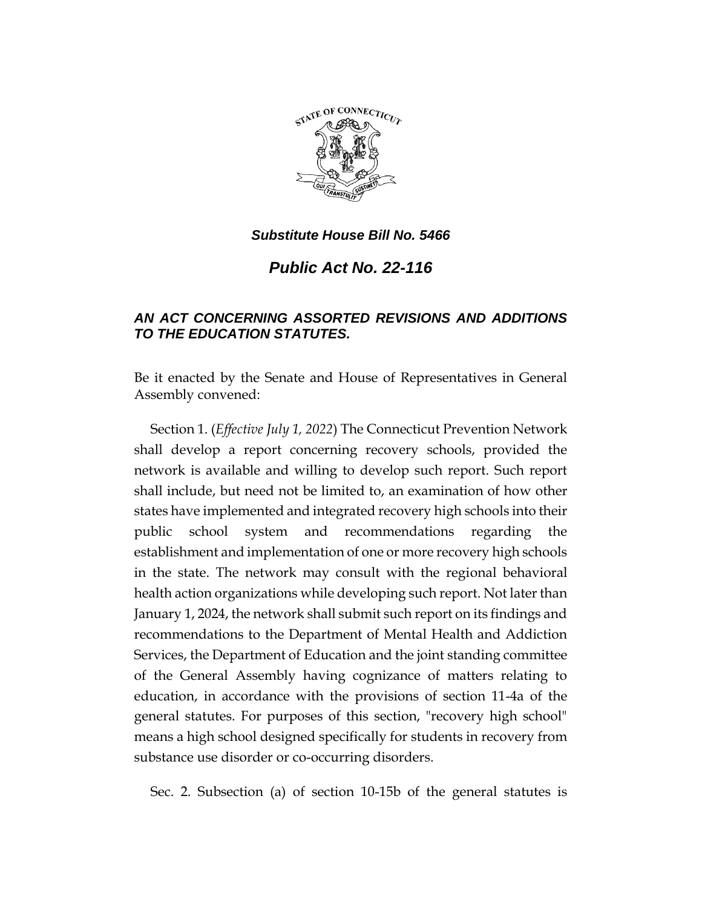***Substitute House Bill No. 5466***

# ***Public Act No. 22-116***

### ***AN ACT CONCERNING ASSORTED REVISIONS AND ADDITIONS TO THE EDUCATION STATUTES.***

Be it enacted by the Senate and House of Representatives in General Assembly convened:

Section 1. (*Effective July 1, 2022*) The Connecticut Prevention Network shall develop a report concerning recovery schools, provided the network is available and willing to develop such report. Such report shall include, but need not be limited to, an examination of how other states have implemented and integrated recovery high schools into their public school system and recommendations regarding the establishment and implementation of one or more recovery high schools in the state. The network may consult with the regional behavioral health action organizations while developing such report. Not later than January 1, 2024, the network shall submit such report on its findings and recommendations to the Department of Mental Health and Addiction Services, the Department of Education and the joint standing committee of the General Assembly having cognizance of matters relating to education, in accordance with the provisions of section 11-4a of the general statutes. For purposes of this section, "recovery high school" means a high school designed specifically for students in recovery from substance use disorder or co-occurring disorders.

Sec. 2. Subsection (a) of section 10-15b of the general statutes is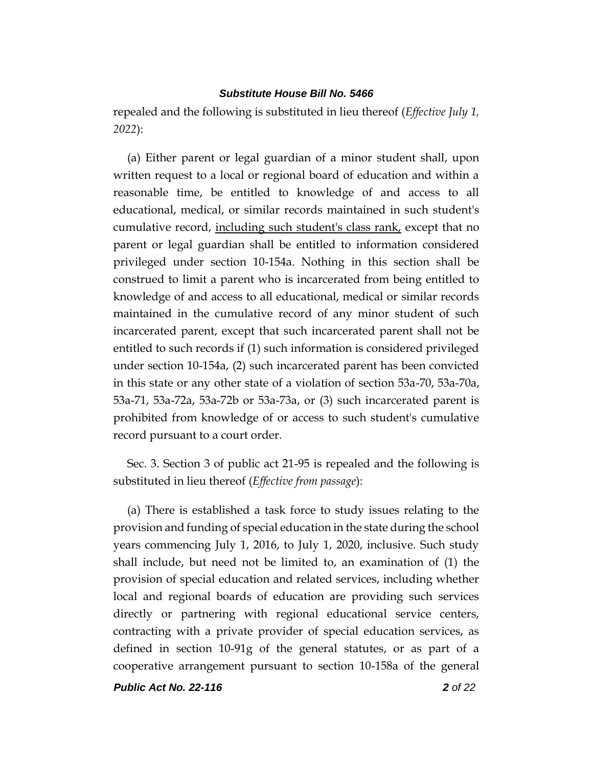repealed and the following is substituted in lieu thereof (*Effective July 1, 2022*):

(a) Either parent or legal guardian of a minor student shall, upon written request to a local or regional board of education and within a reasonable time, be entitled to knowledge of and access to all educational, medical, or similar records maintained in such student's cumulative record, <u>including such student's class rank,</u> except that no parent or legal guardian shall be entitled to information considered privileged under section 10-154a. Nothing in this section shall be construed to limit a parent who is incarcerated from being entitled to knowledge of and access to all educational, medical or similar records maintained in the cumulative record of any minor student of such incarcerated parent, except that such incarcerated parent shall not be entitled to such records if (1) such information is considered privileged under section 10-154a, (2) such incarcerated parent has been convicted in this state or any other state of a violation of section 53a-70, 53a-70a, 53a-71, 53a-72a, 53a-72b or 53a-73a, or (3) such incarcerated parent is prohibited from knowledge of or access to such student's cumulative record pursuant to a court order.

Sec. 3. Section 3 of public act 21-95 is repealed and the following is substituted in lieu thereof (*Effective from passage*):

(a) There is established a task force to study issues relating to the provision and funding of special education in the state during the school years commencing July 1, 2016, to July 1, 2020, inclusive. Such study shall include, but need not be limited to, an examination of (1) the provision of special education and related services, including whether local and regional boards of education are providing such services directly or partnering with regional educational service centers, contracting with a private provider of special education services, as defined in section 10-91g of the general statutes, or as part of a cooperative arrangement pursuant to section 10-158a of the general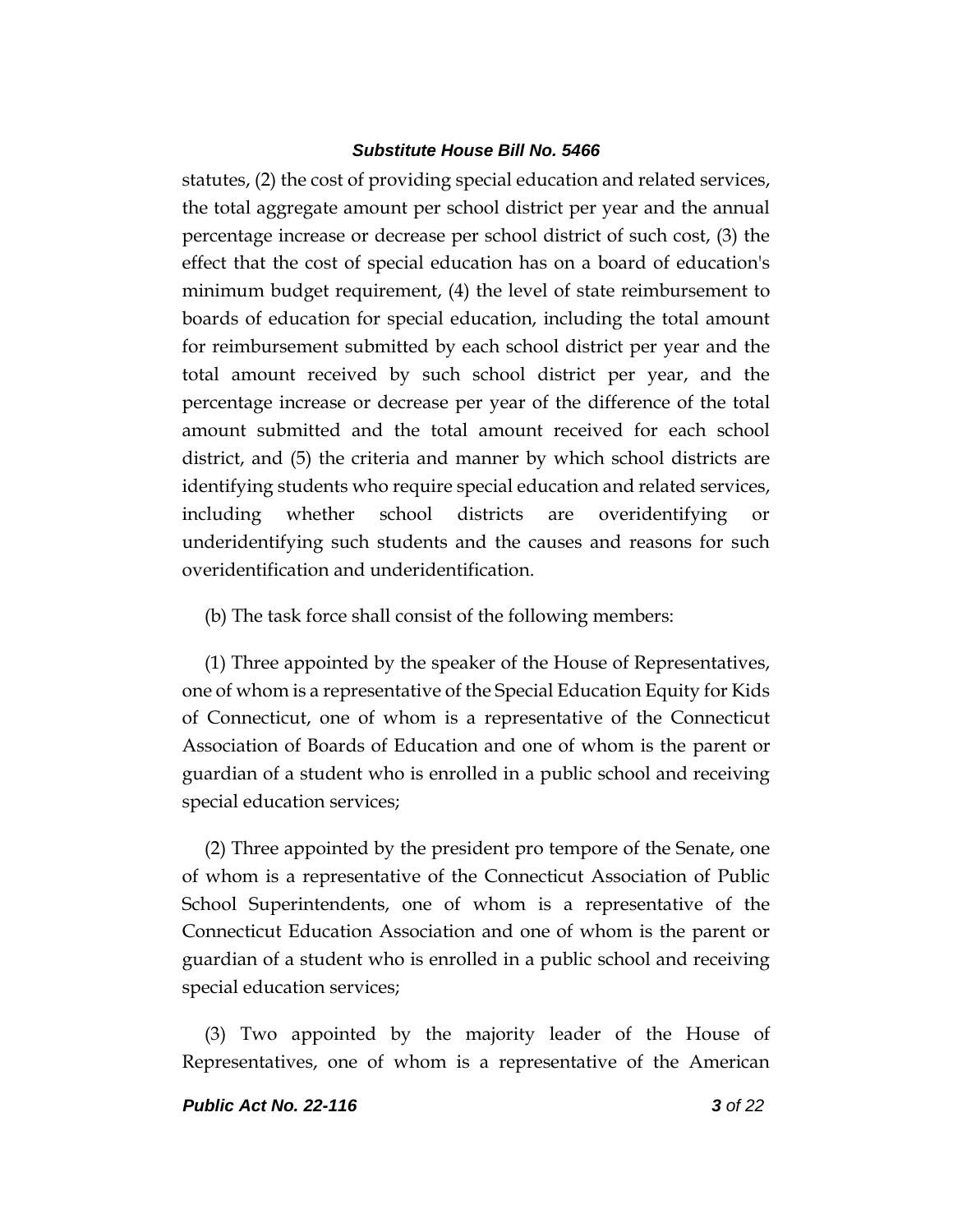statutes, (2) the cost of providing special education and related services, the total aggregate amount per school district per year and the annual percentage increase or decrease per school district of such cost, (3) the effect that the cost of special education has on a board of education's minimum budget requirement, (4) the level of state reimbursement to boards of education for special education, including the total amount for reimbursement submitted by each school district per year and the total amount received by such school district per year, and the percentage increase or decrease per year of the difference of the total amount submitted and the total amount received for each school district, and (5) the criteria and manner by which school districts are identifying students who require special education and related services, including whether school districts are overidentifying or underidentifying such students and the causes and reasons for such overidentification and underidentification.

(b) The task force shall consist of the following members:

(1) Three appointed by the speaker of the House of Representatives, one of whom is a representative of the Special Education Equity for Kids of Connecticut, one of whom is a representative of the Connecticut Association of Boards of Education and one of whom is the parent or guardian of a student who is enrolled in a public school and receiving special education services;

(2) Three appointed by the president pro tempore of the Senate, one of whom is a representative of the Connecticut Association of Public School Superintendents, one of whom is a representative of the Connecticut Education Association and one of whom is the parent or guardian of a student who is enrolled in a public school and receiving special education services;

(3) Two appointed by the majority leader of the House of Representatives, one of whom is a representative of the American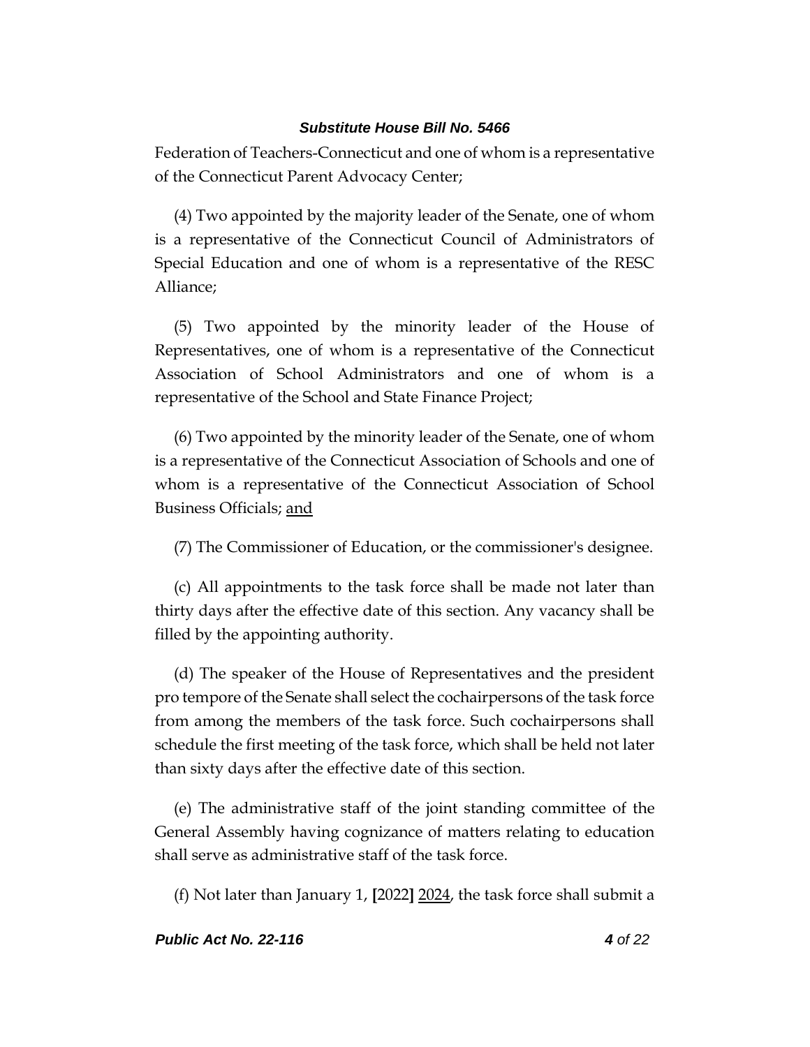Federation of Teachers-Connecticut and one of whom is a representative of the Connecticut Parent Advocacy Center;

(4) Two appointed by the majority leader of the Senate, one of whom is a representative of the Connecticut Council of Administrators of Special Education and one of whom is a representative of the RESC Alliance;

(5) Two appointed by the minority leader of the House of Representatives, one of whom is a representative of the Connecticut Association of School Administrators and one of whom is a representative of the School and State Finance Project;

(6) Two appointed by the minority leader of the Senate, one of whom is a representative of the Connecticut Association of Schools and one of whom is a representative of the Connecticut Association of School Business Officials; <u>and</u>

(7) The Commissioner of Education, or the commissioner's designee.

(c) All appointments to the task force shall be made not later than thirty days after the effective date of this section. Any vacancy shall be filled by the appointing authority.

(d) The speaker of the House of Representatives and the president pro tempore of the Senate shall select the cochairpersons of the task force from among the members of the task force. Such cochairpersons shall schedule the first meeting of the task force, which shall be held not later than sixty days after the effective date of this section.

(e) The administrative staff of the joint standing committee of the General Assembly having cognizance of matters relating to education shall serve as administrative staff of the task force.

(f) Not later than January 1, **[**2022**]** <u>2024</u>, the task force shall submit a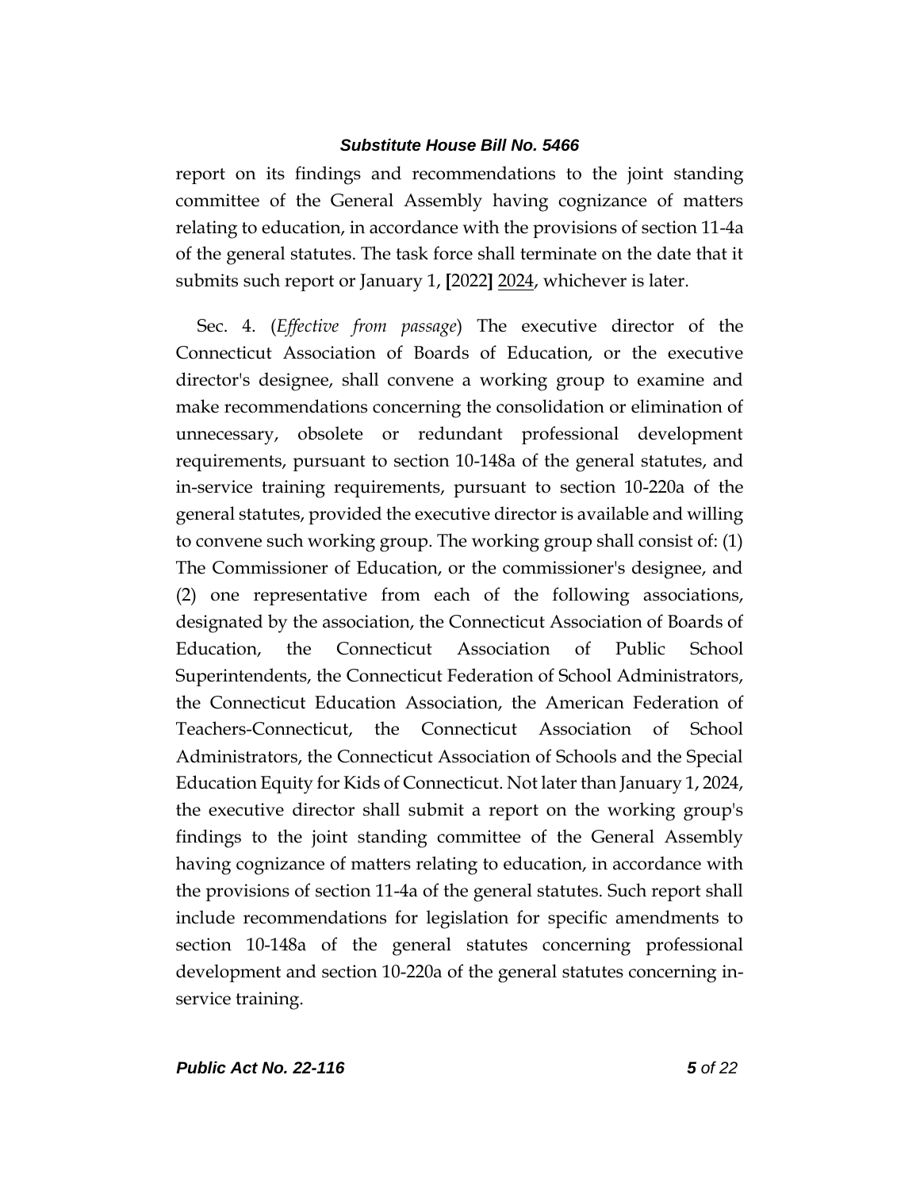report on its findings and recommendations to the joint standing committee of the General Assembly having cognizance of matters relating to education, in accordance with the provisions of section 11-4a of the general statutes. The task force shall terminate on the date that it submits such report or January 1, **[**2022**]** <u>2024</u>, whichever is later.

Sec. 4. (*Effective from passage*) The executive director of the Connecticut Association of Boards of Education, or the executive director's designee, shall convene a working group to examine and make recommendations concerning the consolidation or elimination of unnecessary, obsolete or redundant professional development requirements, pursuant to section 10-148a of the general statutes, and in-service training requirements, pursuant to section 10-220a of the general statutes, provided the executive director is available and willing to convene such working group. The working group shall consist of: (1) The Commissioner of Education, or the commissioner's designee, and (2) one representative from each of the following associations, designated by the association, the Connecticut Association of Boards of Education, the Connecticut Association of Public School Superintendents, the Connecticut Federation of School Administrators, the Connecticut Education Association, the American Federation of Teachers-Connecticut, the Connecticut Association of School Administrators, the Connecticut Association of Schools and the Special Education Equity for Kids of Connecticut. Not later than January 1, 2024, the executive director shall submit a report on the working group's findings to the joint standing committee of the General Assembly having cognizance of matters relating to education, in accordance with the provisions of section 11-4a of the general statutes. Such report shall include recommendations for legislation for specific amendments to section 10-148a of the general statutes concerning professional development and section 10-220a of the general statutes concerning in-service training.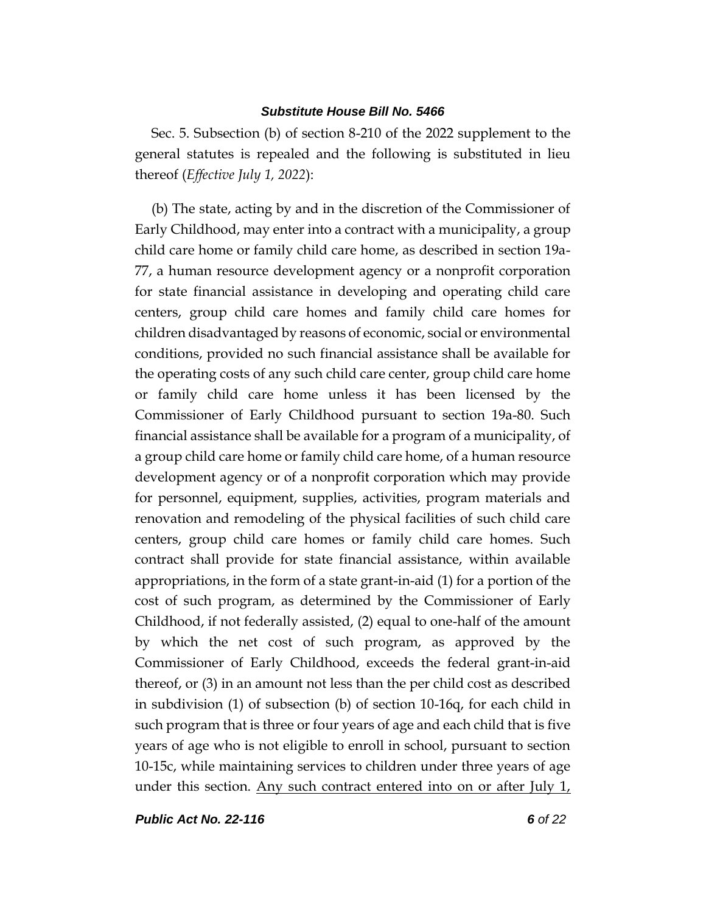Sec. 5. Subsection (b) of section 8-210 of the 2022 supplement to the general statutes is repealed and the following is substituted in lieu thereof (*Effective July 1, 2022*):

(b) The state, acting by and in the discretion of the Commissioner of Early Childhood, may enter into a contract with a municipality, a group child care home or family child care home, as described in section 19a-77, a human resource development agency or a nonprofit corporation for state financial assistance in developing and operating child care centers, group child care homes and family child care homes for children disadvantaged by reasons of economic, social or environmental conditions, provided no such financial assistance shall be available for the operating costs of any such child care center, group child care home or family child care home unless it has been licensed by the Commissioner of Early Childhood pursuant to section 19a-80. Such financial assistance shall be available for a program of a municipality, of a group child care home or family child care home, of a human resource development agency or of a nonprofit corporation which may provide for personnel, equipment, supplies, activities, program materials and renovation and remodeling of the physical facilities of such child care centers, group child care homes or family child care homes. Such contract shall provide for state financial assistance, within available appropriations, in the form of a state grant-in-aid (1) for a portion of the cost of such program, as determined by the Commissioner of Early Childhood, if not federally assisted, (2) equal to one-half of the amount by which the net cost of such program, as approved by the Commissioner of Early Childhood, exceeds the federal grant-in-aid thereof, or (3) in an amount not less than the per child cost as described in subdivision (1) of subsection (b) of section 10-16q, for each child in such program that is three or four years of age and each child that is five years of age who is not eligible to enroll in school, pursuant to section 10-15c, while maintaining services to children under three years of age under this section. Any such contract entered into on or after July 1,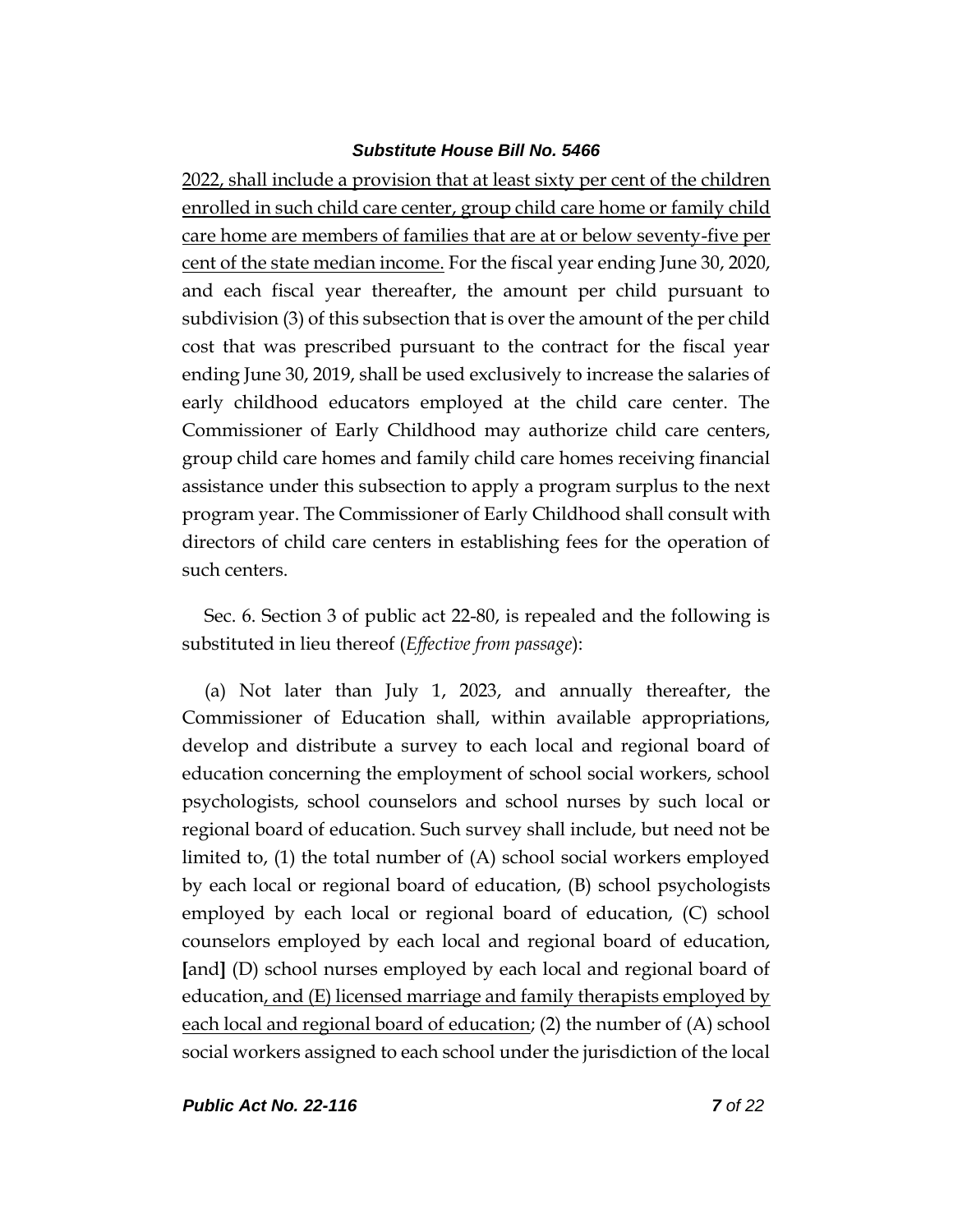<u>2022, shall include a provision that at least sixty per cent of the children enrolled in such child care center, group child care home or family child care home are members of families that are at or below seventy-five per cent of the state median income.</u> For the fiscal year ending June 30, 2020, and each fiscal year thereafter, the amount per child pursuant to subdivision (3) of this subsection that is over the amount of the per child cost that was prescribed pursuant to the contract for the fiscal year ending June 30, 2019, shall be used exclusively to increase the salaries of early childhood educators employed at the child care center. The Commissioner of Early Childhood may authorize child care centers, group child care homes and family child care homes receiving financial assistance under this subsection to apply a program surplus to the next program year. The Commissioner of Early Childhood shall consult with directors of child care centers in establishing fees for the operation of such centers.

Sec. 6. Section 3 of public act 22-80, is repealed and the following is substituted in lieu thereof (*Effective from passage*):

(a) Not later than July 1, 2023, and annually thereafter, the Commissioner of Education shall, within available appropriations, develop and distribute a survey to each local and regional board of education concerning the employment of school social workers, school psychologists, school counselors and school nurses by such local or regional board of education. Such survey shall include, but need not be limited to, (1) the total number of (A) school social workers employed by each local or regional board of education, (B) school psychologists employed by each local or regional board of education, (C) school counselors employed by each local and regional board of education, **[**and**]** (D) school nurses employed by each local and regional board of education<u>, and (E) licensed marriage and family therapists employed by each local and regional board of education</u>; (2) the number of (A) school social workers assigned to each school under the jurisdiction of the local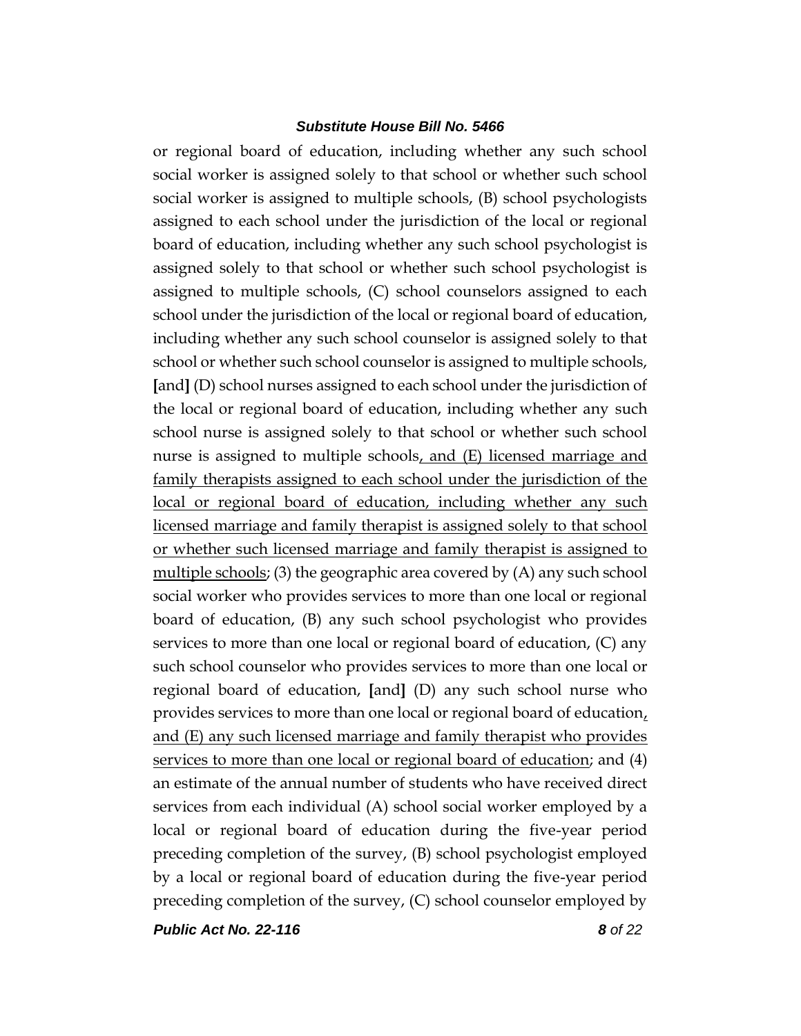or regional board of education, including whether any such school social worker is assigned solely to that school or whether such school social worker is assigned to multiple schools, (B) school psychologists assigned to each school under the jurisdiction of the local or regional board of education, including whether any such school psychologist is assigned solely to that school or whether such school psychologist is assigned to multiple schools, (C) school counselors assigned to each school under the jurisdiction of the local or regional board of education, including whether any such school counselor is assigned solely to that school or whether such school counselor is assigned to multiple schools, **[**and**]** (D) school nurses assigned to each school under the jurisdiction of the local or regional board of education, including whether any such school nurse is assigned solely to that school or whether such school nurse is assigned to multiple schools<u>, and (E) licensed marriage and family therapists assigned to each school under the jurisdiction of the local or regional board of education, including whether any such licensed marriage and family therapist is assigned solely to that school or whether such licensed marriage and family therapist is assigned to multiple schools</u>; (3) the geographic area covered by (A) any such school social worker who provides services to more than one local or regional board of education, (B) any such school psychologist who provides services to more than one local or regional board of education, (C) any such school counselor who provides services to more than one local or regional board of education, **[**and**]** (D) any such school nurse who provides services to more than one local or regional board of education<u>, and (E) any such licensed marriage and family therapist who provides services to more than one local or regional board of education</u>; and (4) an estimate of the annual number of students who have received direct services from each individual (A) school social worker employed by a local or regional board of education during the five-year period preceding completion of the survey, (B) school psychologist employed by a local or regional board of education during the five-year period preceding completion of the survey, (C) school counselor employed by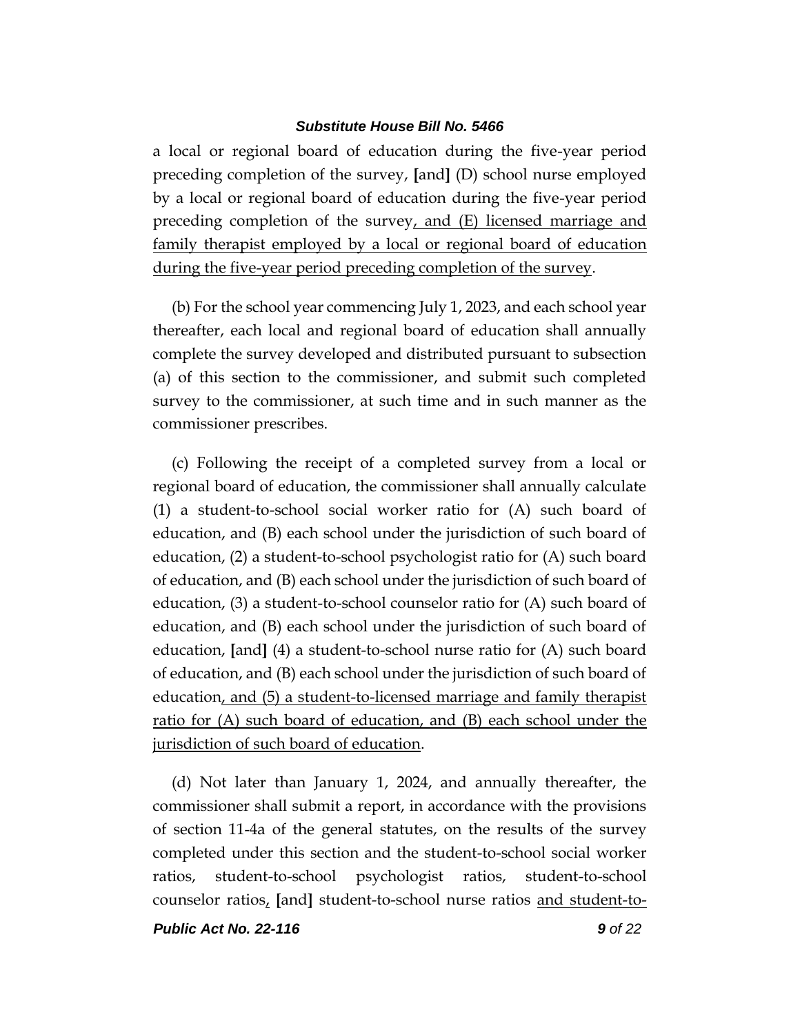a local or regional board of education during the five-year period preceding completion of the survey, [and] (D) school nurse employed by a local or regional board of education during the five-year period preceding completion of the survey, and (E) licensed marriage and family therapist employed by a local or regional board of education during the five-year period preceding completion of the survey.

(b) For the school year commencing July 1, 2023, and each school year thereafter, each local and regional board of education shall annually complete the survey developed and distributed pursuant to subsection (a) of this section to the commissioner, and submit such completed survey to the commissioner, at such time and in such manner as the commissioner prescribes.

(c) Following the receipt of a completed survey from a local or regional board of education, the commissioner shall annually calculate (1) a student-to-school social worker ratio for (A) such board of education, and (B) each school under the jurisdiction of such board of education, (2) a student-to-school psychologist ratio for (A) such board of education, and (B) each school under the jurisdiction of such board of education, (3) a student-to-school counselor ratio for (A) such board of education, and (B) each school under the jurisdiction of such board of education, [and] (4) a student-to-school nurse ratio for (A) such board of education, and (B) each school under the jurisdiction of such board of education, and (5) a student-to-licensed marriage and family therapist ratio for (A) such board of education, and (B) each school under the jurisdiction of such board of education.

(d) Not later than January 1, 2024, and annually thereafter, the commissioner shall submit a report, in accordance with the provisions of section 11-4a of the general statutes, on the results of the survey completed under this section and the student-to-school social worker ratios, student-to-school psychologist ratios, student-to-school counselor ratios, [and] student-to-school nurse ratios and student-to-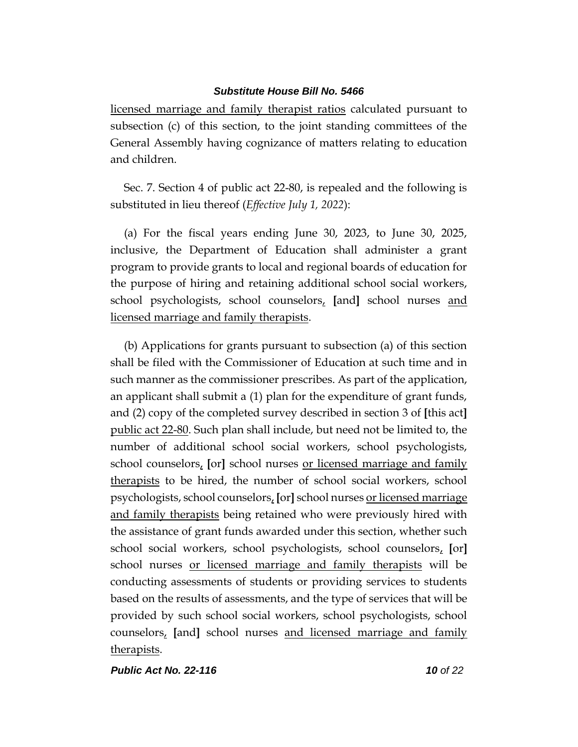licensed marriage and family therapist ratios calculated pursuant to subsection (c) of this section, to the joint standing committees of the General Assembly having cognizance of matters relating to education and children.

Sec. 7. Section 4 of public act 22-80, is repealed and the following is substituted in lieu thereof (*Effective July 1, 2022*):

(a) For the fiscal years ending June 30, 2023, to June 30, 2025, inclusive, the Department of Education shall administer a grant program to provide grants to local and regional boards of education for the purpose of hiring and retaining additional school social workers, school psychologists, school counselors, **[**and**]** school nurses and licensed marriage and family therapists.

(b) Applications for grants pursuant to subsection (a) of this section shall be filed with the Commissioner of Education at such time and in such manner as the commissioner prescribes. As part of the application, an applicant shall submit a (1) plan for the expenditure of grant funds, and (2) copy of the completed survey described in section 3 of **[**this act**]** public act 22-80. Such plan shall include, but need not be limited to, the number of additional school social workers, school psychologists, school counselors, **[**or**]** school nurses or licensed marriage and family therapists to be hired, the number of school social workers, school psychologists, school counselors, **[**or**]** school nurses or licensed marriage and family therapists being retained who were previously hired with the assistance of grant funds awarded under this section, whether such school social workers, school psychologists, school counselors, **[**or**]** school nurses or licensed marriage and family therapists will be conducting assessments of students or providing services to students based on the results of assessments, and the type of services that will be provided by such school social workers, school psychologists, school counselors, **[**and**]** school nurses and licensed marriage and family therapists.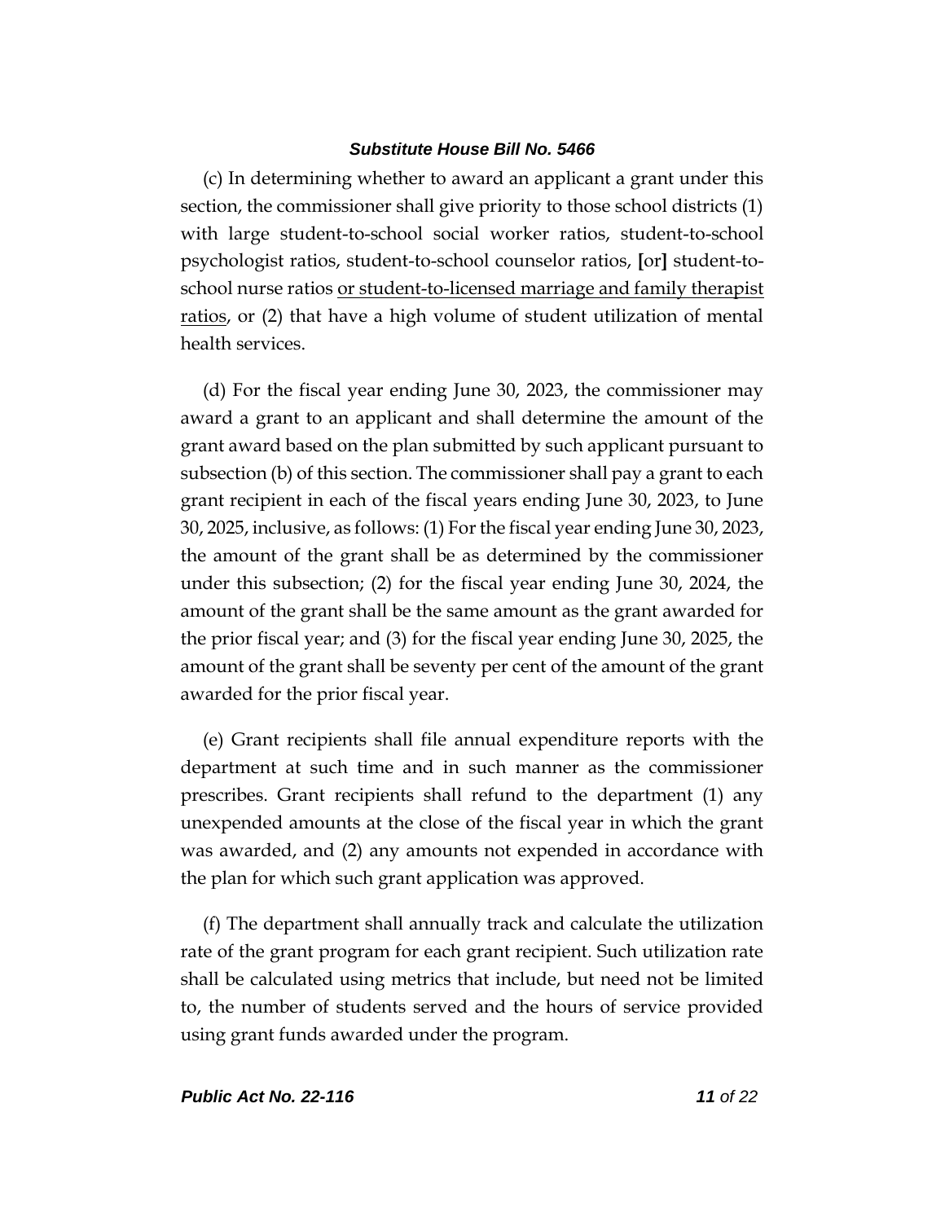(c) In determining whether to award an applicant a grant under this section, the commissioner shall give priority to those school districts (1) with large student-to-school social worker ratios, student-to-school psychologist ratios, student-to-school counselor ratios, [or] student-to-school nurse ratios <u>or student-to-licensed marriage and family therapist ratios</u>, or (2) that have a high volume of student utilization of mental health services.

(d) For the fiscal year ending June 30, 2023, the commissioner may award a grant to an applicant and shall determine the amount of the grant award based on the plan submitted by such applicant pursuant to subsection (b) of this section. The commissioner shall pay a grant to each grant recipient in each of the fiscal years ending June 30, 2023, to June 30, 2025, inclusive, as follows: (1) For the fiscal year ending June 30, 2023, the amount of the grant shall be as determined by the commissioner under this subsection; (2) for the fiscal year ending June 30, 2024, the amount of the grant shall be the same amount as the grant awarded for the prior fiscal year; and (3) for the fiscal year ending June 30, 2025, the amount of the grant shall be seventy per cent of the amount of the grant awarded for the prior fiscal year.

(e) Grant recipients shall file annual expenditure reports with the department at such time and in such manner as the commissioner prescribes. Grant recipients shall refund to the department (1) any unexpended amounts at the close of the fiscal year in which the grant was awarded, and (2) any amounts not expended in accordance with the plan for which such grant application was approved.

(f) The department shall annually track and calculate the utilization rate of the grant program for each grant recipient. Such utilization rate shall be calculated using metrics that include, but need not be limited to, the number of students served and the hours of service provided using grant funds awarded under the program.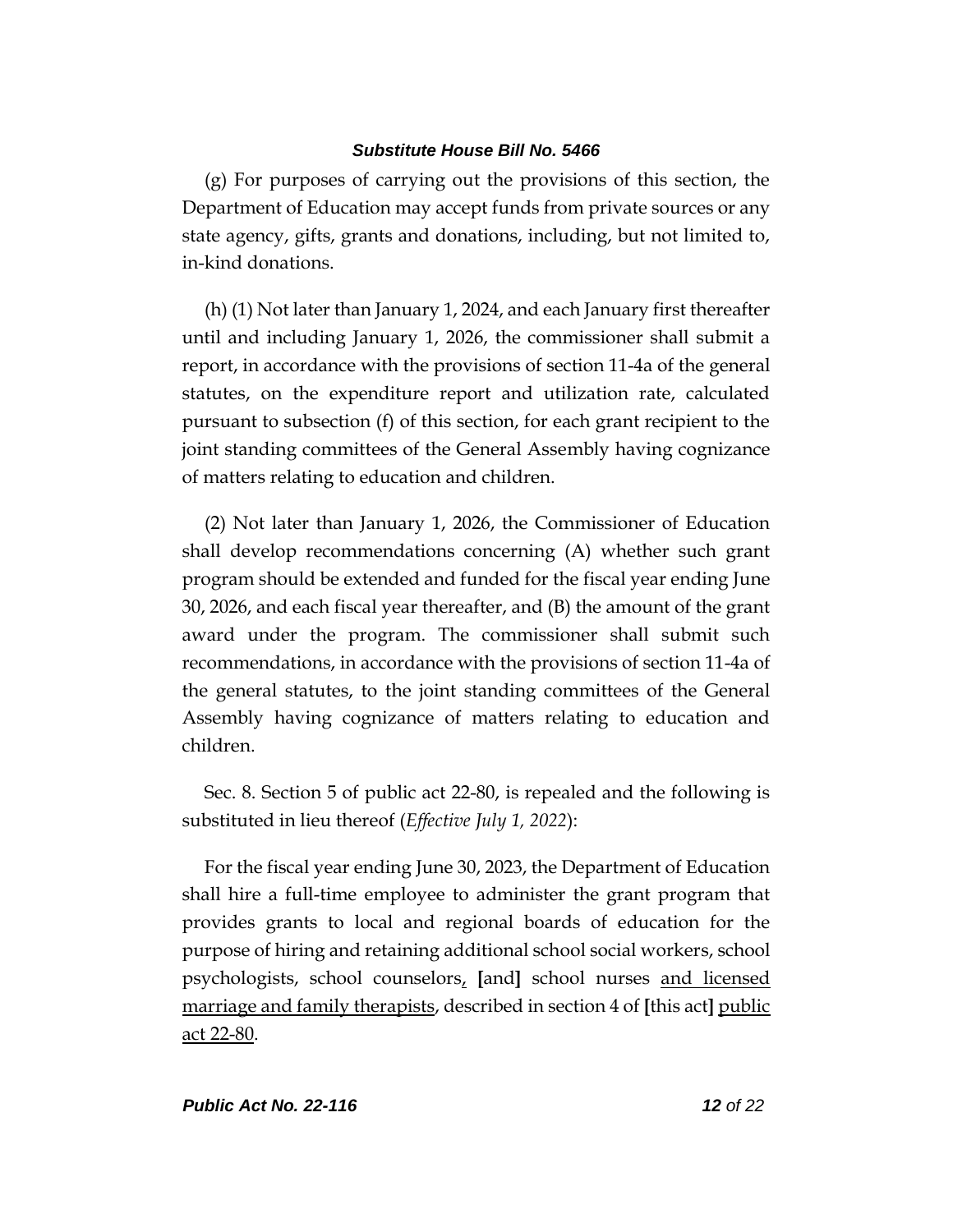(g) For purposes of carrying out the provisions of this section, the Department of Education may accept funds from private sources or any state agency, gifts, grants and donations, including, but not limited to, in-kind donations.

(h) (1) Not later than January 1, 2024, and each January first thereafter until and including January 1, 2026, the commissioner shall submit a report, in accordance with the provisions of section 11-4a of the general statutes, on the expenditure report and utilization rate, calculated pursuant to subsection (f) of this section, for each grant recipient to the joint standing committees of the General Assembly having cognizance of matters relating to education and children.

(2) Not later than January 1, 2026, the Commissioner of Education shall develop recommendations concerning (A) whether such grant program should be extended and funded for the fiscal year ending June 30, 2026, and each fiscal year thereafter, and (B) the amount of the grant award under the program. The commissioner shall submit such recommendations, in accordance with the provisions of section 11-4a of the general statutes, to the joint standing committees of the General Assembly having cognizance of matters relating to education and children.

Sec. 8. Section 5 of public act 22-80, is repealed and the following is substituted in lieu thereof (*Effective July 1, 2022*):

For the fiscal year ending June 30, 2023, the Department of Education shall hire a full-time employee to administer the grant program that provides grants to local and regional boards of education for the purpose of hiring and retaining additional school social workers, school psychologists, school counselors<u>,</u> **[**and**]** school nurses <u>and licensed marriage and family therapists</u>, described in section 4 of **[**this act**]** <u>public act 22-80</u>.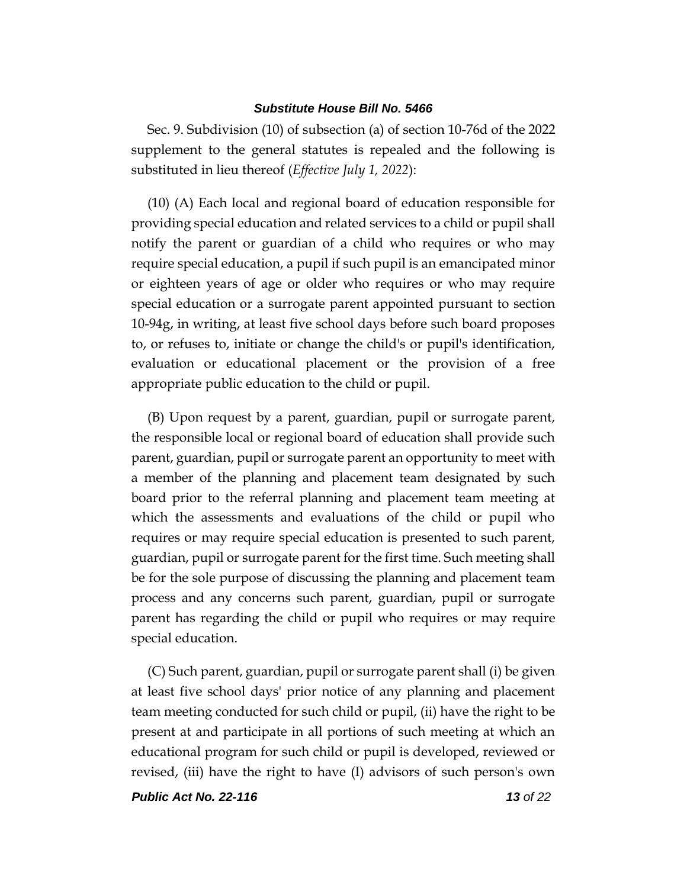Sec. 9. Subdivision (10) of subsection (a) of section 10-76d of the 2022 supplement to the general statutes is repealed and the following is substituted in lieu thereof (*Effective July 1, 2022*):

(10) (A) Each local and regional board of education responsible for providing special education and related services to a child or pupil shall notify the parent or guardian of a child who requires or who may require special education, a pupil if such pupil is an emancipated minor or eighteen years of age or older who requires or who may require special education or a surrogate parent appointed pursuant to section 10-94g, in writing, at least five school days before such board proposes to, or refuses to, initiate or change the child's or pupil's identification, evaluation or educational placement or the provision of a free appropriate public education to the child or pupil.

(B) Upon request by a parent, guardian, pupil or surrogate parent, the responsible local or regional board of education shall provide such parent, guardian, pupil or surrogate parent an opportunity to meet with a member of the planning and placement team designated by such board prior to the referral planning and placement team meeting at which the assessments and evaluations of the child or pupil who requires or may require special education is presented to such parent, guardian, pupil or surrogate parent for the first time. Such meeting shall be for the sole purpose of discussing the planning and placement team process and any concerns such parent, guardian, pupil or surrogate parent has regarding the child or pupil who requires or may require special education.

(C) Such parent, guardian, pupil or surrogate parent shall (i) be given at least five school days' prior notice of any planning and placement team meeting conducted for such child or pupil, (ii) have the right to be present at and participate in all portions of such meeting at which an educational program for such child or pupil is developed, reviewed or revised, (iii) have the right to have (I) advisors of such person's own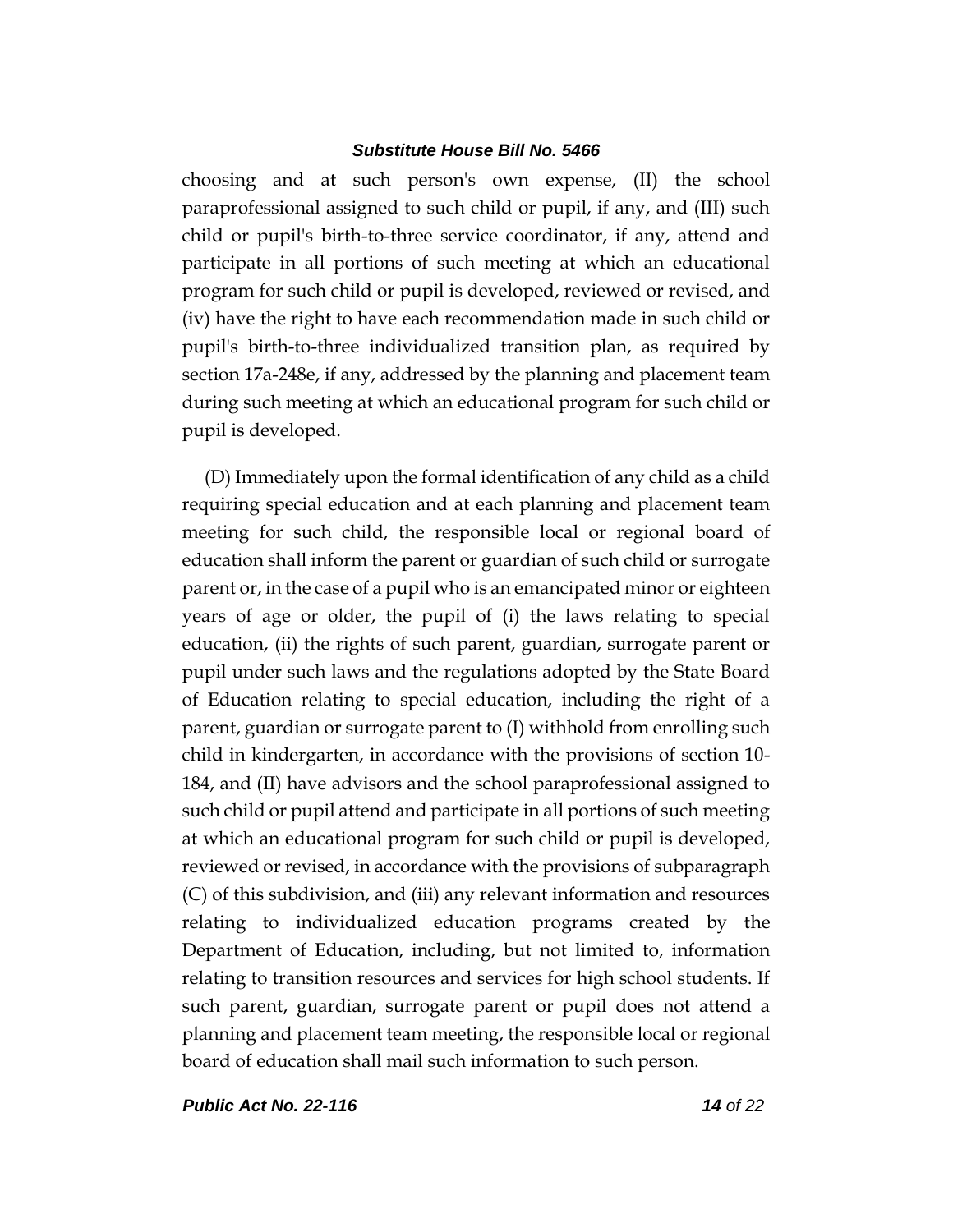choosing and at such person's own expense, (II) the school paraprofessional assigned to such child or pupil, if any, and (III) such child or pupil's birth-to-three service coordinator, if any, attend and participate in all portions of such meeting at which an educational program for such child or pupil is developed, reviewed or revised, and (iv) have the right to have each recommendation made in such child or pupil's birth-to-three individualized transition plan, as required by section 17a-248e, if any, addressed by the planning and placement team during such meeting at which an educational program for such child or pupil is developed.

(D) Immediately upon the formal identification of any child as a child requiring special education and at each planning and placement team meeting for such child, the responsible local or regional board of education shall inform the parent or guardian of such child or surrogate parent or, in the case of a pupil who is an emancipated minor or eighteen years of age or older, the pupil of (i) the laws relating to special education, (ii) the rights of such parent, guardian, surrogate parent or pupil under such laws and the regulations adopted by the State Board of Education relating to special education, including the right of a parent, guardian or surrogate parent to (I) withhold from enrolling such child in kindergarten, in accordance with the provisions of section 10-184, and (II) have advisors and the school paraprofessional assigned to such child or pupil attend and participate in all portions of such meeting at which an educational program for such child or pupil is developed, reviewed or revised, in accordance with the provisions of subparagraph (C) of this subdivision, and (iii) any relevant information and resources relating to individualized education programs created by the Department of Education, including, but not limited to, information relating to transition resources and services for high school students. If such parent, guardian, surrogate parent or pupil does not attend a planning and placement team meeting, the responsible local or regional board of education shall mail such information to such person.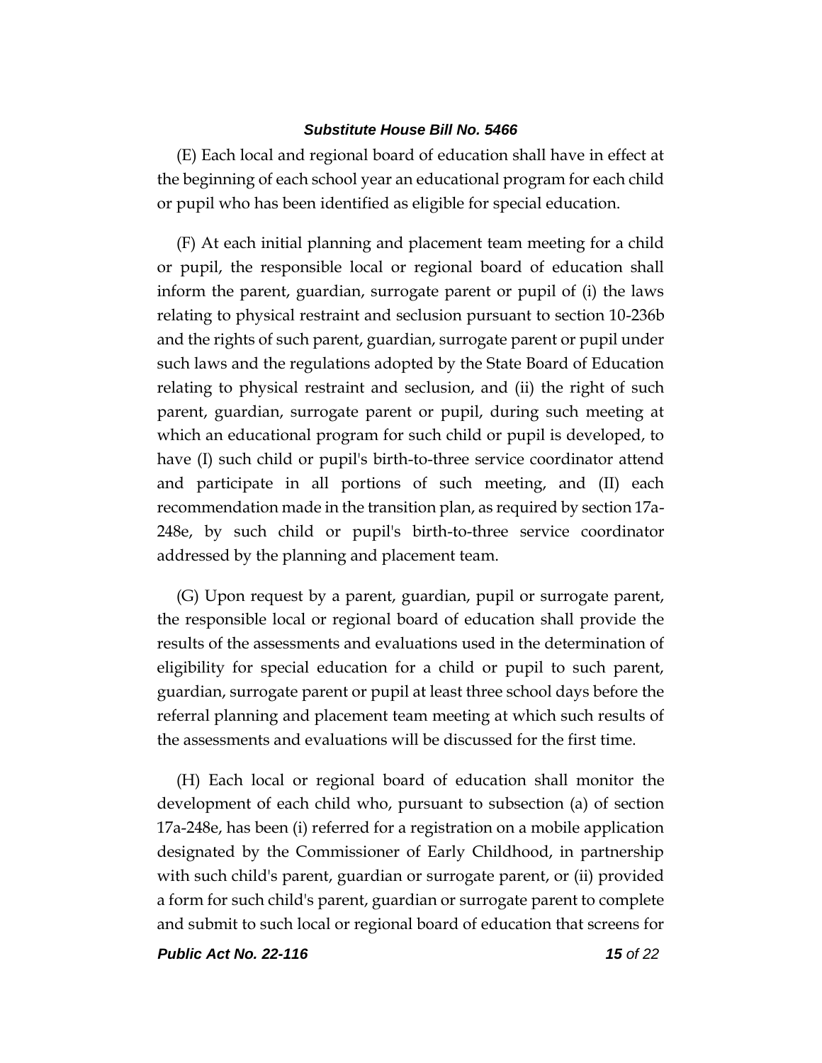(E) Each local and regional board of education shall have in effect at the beginning of each school year an educational program for each child or pupil who has been identified as eligible for special education.

(F) At each initial planning and placement team meeting for a child or pupil, the responsible local or regional board of education shall inform the parent, guardian, surrogate parent or pupil of (i) the laws relating to physical restraint and seclusion pursuant to section 10-236b and the rights of such parent, guardian, surrogate parent or pupil under such laws and the regulations adopted by the State Board of Education relating to physical restraint and seclusion, and (ii) the right of such parent, guardian, surrogate parent or pupil, during such meeting at which an educational program for such child or pupil is developed, to have (I) such child or pupil's birth-to-three service coordinator attend and participate in all portions of such meeting, and (II) each recommendation made in the transition plan, as required by section 17a-248e, by such child or pupil's birth-to-three service coordinator addressed by the planning and placement team.

(G) Upon request by a parent, guardian, pupil or surrogate parent, the responsible local or regional board of education shall provide the results of the assessments and evaluations used in the determination of eligibility for special education for a child or pupil to such parent, guardian, surrogate parent or pupil at least three school days before the referral planning and placement team meeting at which such results of the assessments and evaluations will be discussed for the first time.

(H) Each local or regional board of education shall monitor the development of each child who, pursuant to subsection (a) of section 17a-248e, has been (i) referred for a registration on a mobile application designated by the Commissioner of Early Childhood, in partnership with such child's parent, guardian or surrogate parent, or (ii) provided a form for such child's parent, guardian or surrogate parent to complete and submit to such local or regional board of education that screens for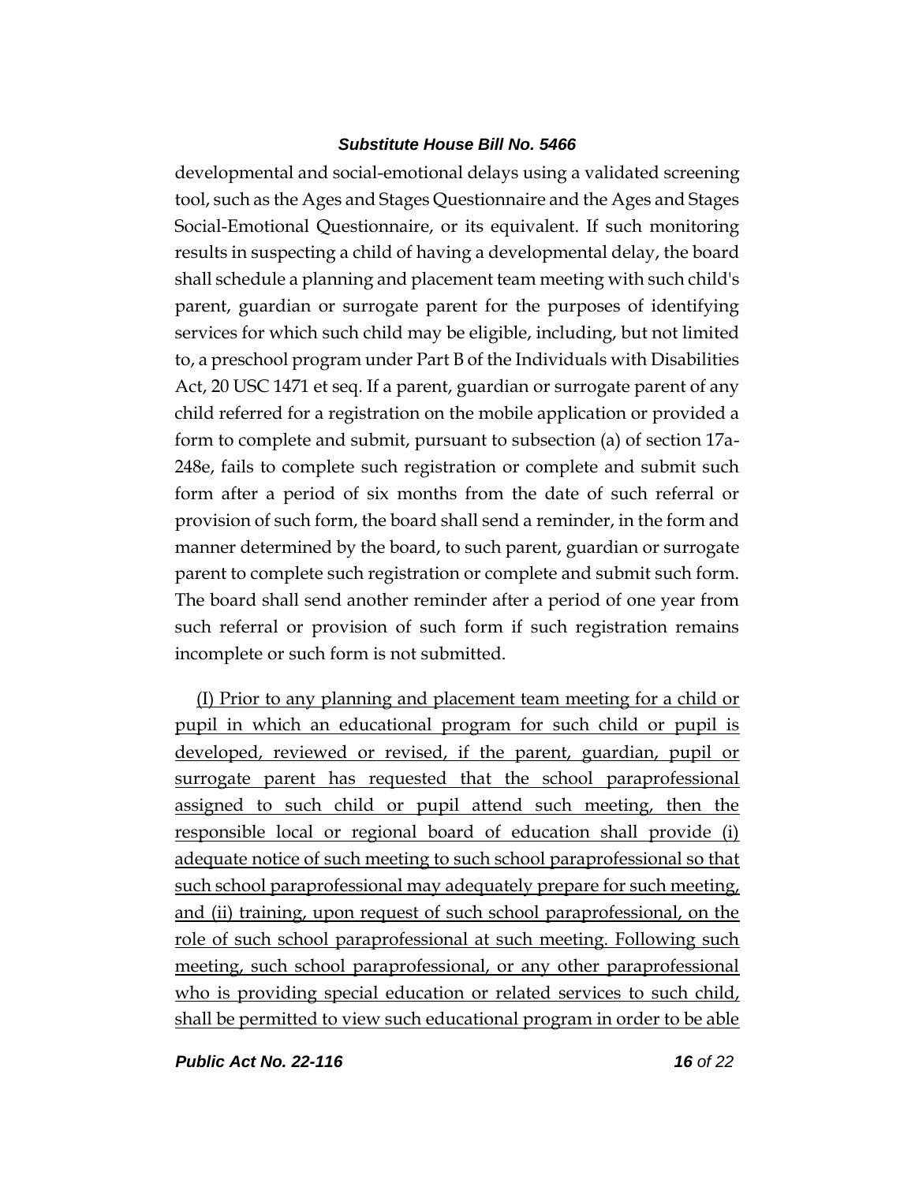developmental and social-emotional delays using a validated screening tool, such as the Ages and Stages Questionnaire and the Ages and Stages Social-Emotional Questionnaire, or its equivalent. If such monitoring results in suspecting a child of having a developmental delay, the board shall schedule a planning and placement team meeting with such child's parent, guardian or surrogate parent for the purposes of identifying services for which such child may be eligible, including, but not limited to, a preschool program under Part B of the Individuals with Disabilities Act, 20 USC 1471 et seq. If a parent, guardian or surrogate parent of any child referred for a registration on the mobile application or provided a form to complete and submit, pursuant to subsection (a) of section 17a-248e, fails to complete such registration or complete and submit such form after a period of six months from the date of such referral or provision of such form, the board shall send a reminder, in the form and manner determined by the board, to such parent, guardian or surrogate parent to complete such registration or complete and submit such form. The board shall send another reminder after a period of one year from such referral or provision of such form if such registration remains incomplete or such form is not submitted.

(I) Prior to any planning and placement team meeting for a child or pupil in which an educational program for such child or pupil is developed, reviewed or revised, if the parent, guardian, pupil or surrogate parent has requested that the school paraprofessional assigned to such child or pupil attend such meeting, then the responsible local or regional board of education shall provide (i) adequate notice of such meeting to such school paraprofessional so that such school paraprofessional may adequately prepare for such meeting, and (ii) training, upon request of such school paraprofessional, on the role of such school paraprofessional at such meeting. Following such meeting, such school paraprofessional, or any other paraprofessional who is providing special education or related services to such child, shall be permitted to view such educational program in order to be able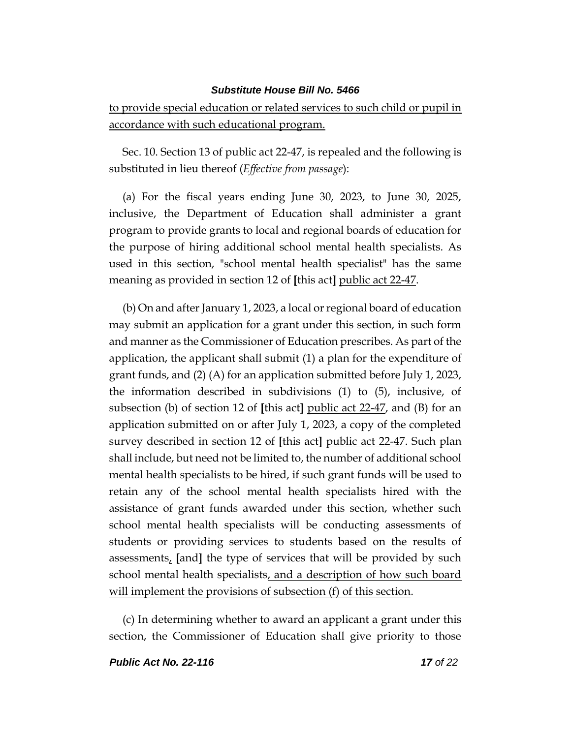to provide special education or related services to such child or pupil in accordance with such educational program.

Sec. 10. Section 13 of public act 22-47, is repealed and the following is substituted in lieu thereof (*Effective from passage*):

(a) For the fiscal years ending June 30, 2023, to June 30, 2025, inclusive, the Department of Education shall administer a grant program to provide grants to local and regional boards of education for the purpose of hiring additional school mental health specialists. As used in this section, "school mental health specialist" has the same meaning as provided in section 12 of **[**this act**]** public act 22-47.

(b) On and after January 1, 2023, a local or regional board of education may submit an application for a grant under this section, in such form and manner as the Commissioner of Education prescribes. As part of the application, the applicant shall submit (1) a plan for the expenditure of grant funds, and (2) (A) for an application submitted before July 1, 2023, the information described in subdivisions (1) to (5), inclusive, of subsection (b) of section 12 of **[**this act**]** public act 22-47, and (B) for an application submitted on or after July 1, 2023, a copy of the completed survey described in section 12 of **[**this act**]** public act 22-47. Such plan shall include, but need not be limited to, the number of additional school mental health specialists to be hired, if such grant funds will be used to retain any of the school mental health specialists hired with the assistance of grant funds awarded under this section, whether such school mental health specialists will be conducting assessments of students or providing services to students based on the results of assessments, **[**and**]** the type of services that will be provided by such school mental health specialists, and a description of how such board will implement the provisions of subsection (f) of this section.

(c) In determining whether to award an applicant a grant under this section, the Commissioner of Education shall give priority to those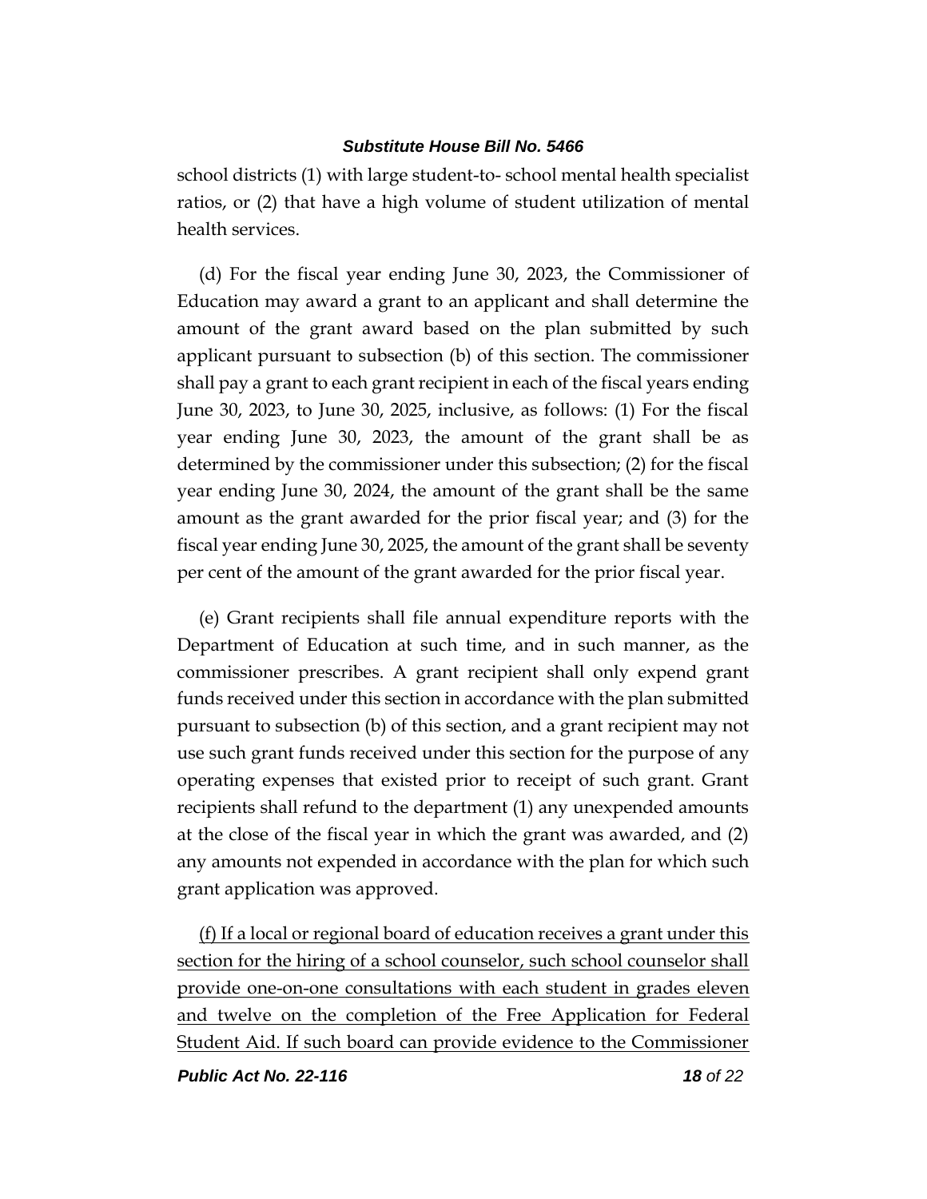school districts (1) with large student-to- school mental health specialist ratios, or (2) that have a high volume of student utilization of mental health services.

(d) For the fiscal year ending June 30, 2023, the Commissioner of Education may award a grant to an applicant and shall determine the amount of the grant award based on the plan submitted by such applicant pursuant to subsection (b) of this section. The commissioner shall pay a grant to each grant recipient in each of the fiscal years ending June 30, 2023, to June 30, 2025, inclusive, as follows: (1) For the fiscal year ending June 30, 2023, the amount of the grant shall be as determined by the commissioner under this subsection; (2) for the fiscal year ending June 30, 2024, the amount of the grant shall be the same amount as the grant awarded for the prior fiscal year; and (3) for the fiscal year ending June 30, 2025, the amount of the grant shall be seventy per cent of the amount of the grant awarded for the prior fiscal year.

(e) Grant recipients shall file annual expenditure reports with the Department of Education at such time, and in such manner, as the commissioner prescribes. A grant recipient shall only expend grant funds received under this section in accordance with the plan submitted pursuant to subsection (b) of this section, and a grant recipient may not use such grant funds received under this section for the purpose of any operating expenses that existed prior to receipt of such grant. Grant recipients shall refund to the department (1) any unexpended amounts at the close of the fiscal year in which the grant was awarded, and (2) any amounts not expended in accordance with the plan for which such grant application was approved.

<u>(f) If a local or regional board of education receives a grant under this section for the hiring of a school counselor, such school counselor shall provide one-on-one consultations with each student in grades eleven and twelve on the completion of the Free Application for Federal Student Aid. If such board can provide evidence to the Commissioner</u>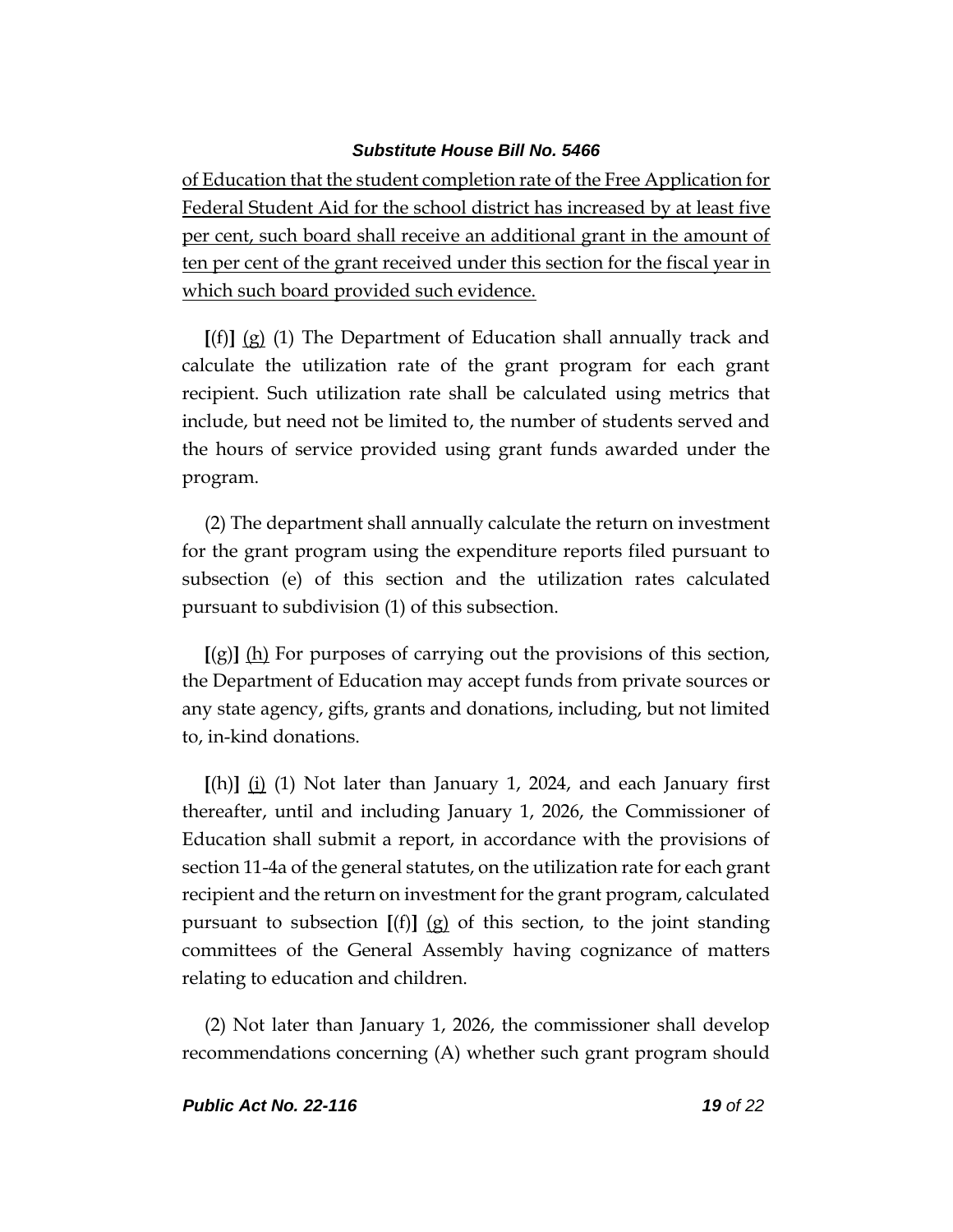of Education that the student completion rate of the Free Application for Federal Student Aid for the school district has increased by at least five per cent, such board shall receive an additional grant in the amount of ten per cent of the grant received under this section for the fiscal year in which such board provided such evidence.

[(f)] (g) (1) The Department of Education shall annually track and calculate the utilization rate of the grant program for each grant recipient. Such utilization rate shall be calculated using metrics that include, but need not be limited to, the number of students served and the hours of service provided using grant funds awarded under the program.

(2) The department shall annually calculate the return on investment for the grant program using the expenditure reports filed pursuant to subsection (e) of this section and the utilization rates calculated pursuant to subdivision (1) of this subsection.

[(g)] (h) For purposes of carrying out the provisions of this section, the Department of Education may accept funds from private sources or any state agency, gifts, grants and donations, including, but not limited to, in-kind donations.

[(h)] (i) (1) Not later than January 1, 2024, and each January first thereafter, until and including January 1, 2026, the Commissioner of Education shall submit a report, in accordance with the provisions of section 11-4a of the general statutes, on the utilization rate for each grant recipient and the return on investment for the grant program, calculated pursuant to subsection [(f)] (g) of this section, to the joint standing committees of the General Assembly having cognizance of matters relating to education and children.

(2) Not later than January 1, 2026, the commissioner shall develop recommendations concerning (A) whether such grant program should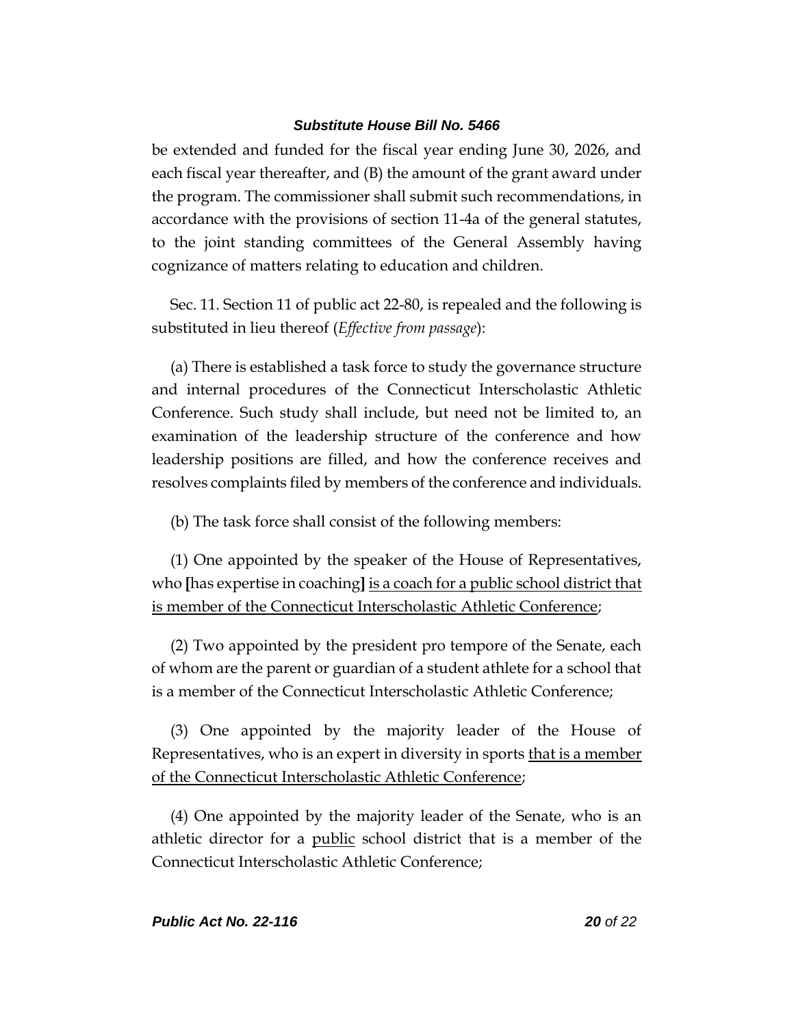be extended and funded for the fiscal year ending June 30, 2026, and each fiscal year thereafter, and (B) the amount of the grant award under the program. The commissioner shall submit such recommendations, in accordance with the provisions of section 11-4a of the general statutes, to the joint standing committees of the General Assembly having cognizance of matters relating to education and children.

Sec. 11. Section 11 of public act 22-80, is repealed and the following is substituted in lieu thereof (*Effective from passage*):

(a) There is established a task force to study the governance structure and internal procedures of the Connecticut Interscholastic Athletic Conference. Such study shall include, but need not be limited to, an examination of the leadership structure of the conference and how leadership positions are filled, and how the conference receives and resolves complaints filed by members of the conference and individuals.

(b) The task force shall consist of the following members:

(1) One appointed by the speaker of the House of Representatives, who **[**has expertise in coaching**]** <u>is a coach for a public school district that is member of the Connecticut Interscholastic Athletic Conference</u>;

(2) Two appointed by the president pro tempore of the Senate, each of whom are the parent or guardian of a student athlete for a school that is a member of the Connecticut Interscholastic Athletic Conference;

(3) One appointed by the majority leader of the House of Representatives, who is an expert in diversity in sports <u>that is a member of the Connecticut Interscholastic Athletic Conference</u>;

(4) One appointed by the majority leader of the Senate, who is an athletic director for a <u>public</u> school district that is a member of the Connecticut Interscholastic Athletic Conference;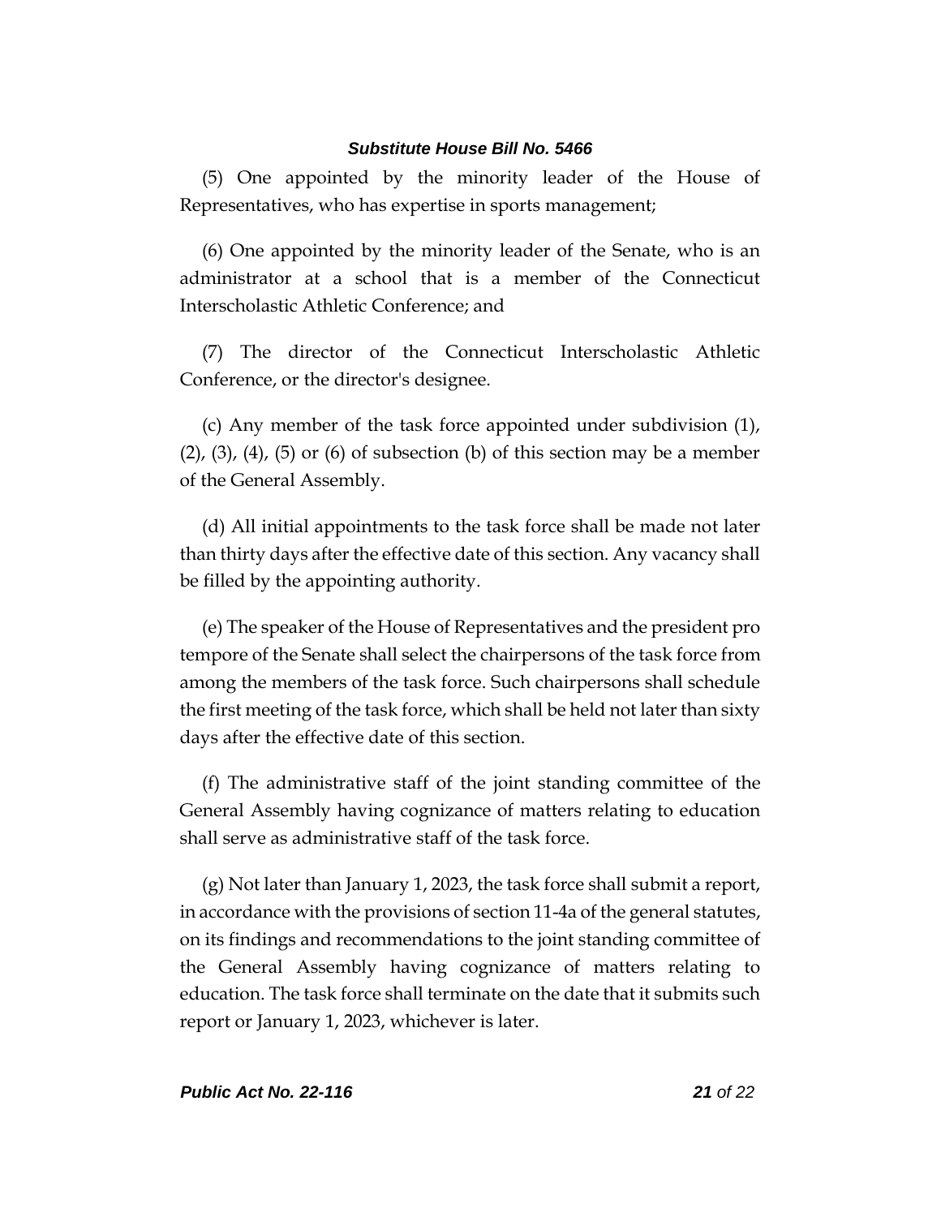(5) One appointed by the minority leader of the House of Representatives, who has expertise in sports management;

(6) One appointed by the minority leader of the Senate, who is an administrator at a school that is a member of the Connecticut Interscholastic Athletic Conference; and

(7) The director of the Connecticut Interscholastic Athletic Conference, or the director's designee.

(c) Any member of the task force appointed under subdivision (1), (2), (3), (4), (5) or (6) of subsection (b) of this section may be a member of the General Assembly.

(d) All initial appointments to the task force shall be made not later than thirty days after the effective date of this section. Any vacancy shall be filled by the appointing authority.

(e) The speaker of the House of Representatives and the president pro tempore of the Senate shall select the chairpersons of the task force from among the members of the task force. Such chairpersons shall schedule the first meeting of the task force, which shall be held not later than sixty days after the effective date of this section.

(f) The administrative staff of the joint standing committee of the General Assembly having cognizance of matters relating to education shall serve as administrative staff of the task force.

(g) Not later than January 1, 2023, the task force shall submit a report, in accordance with the provisions of section 11-4a of the general statutes, on its findings and recommendations to the joint standing committee of the General Assembly having cognizance of matters relating to education. The task force shall terminate on the date that it submits such report or January 1, 2023, whichever is later.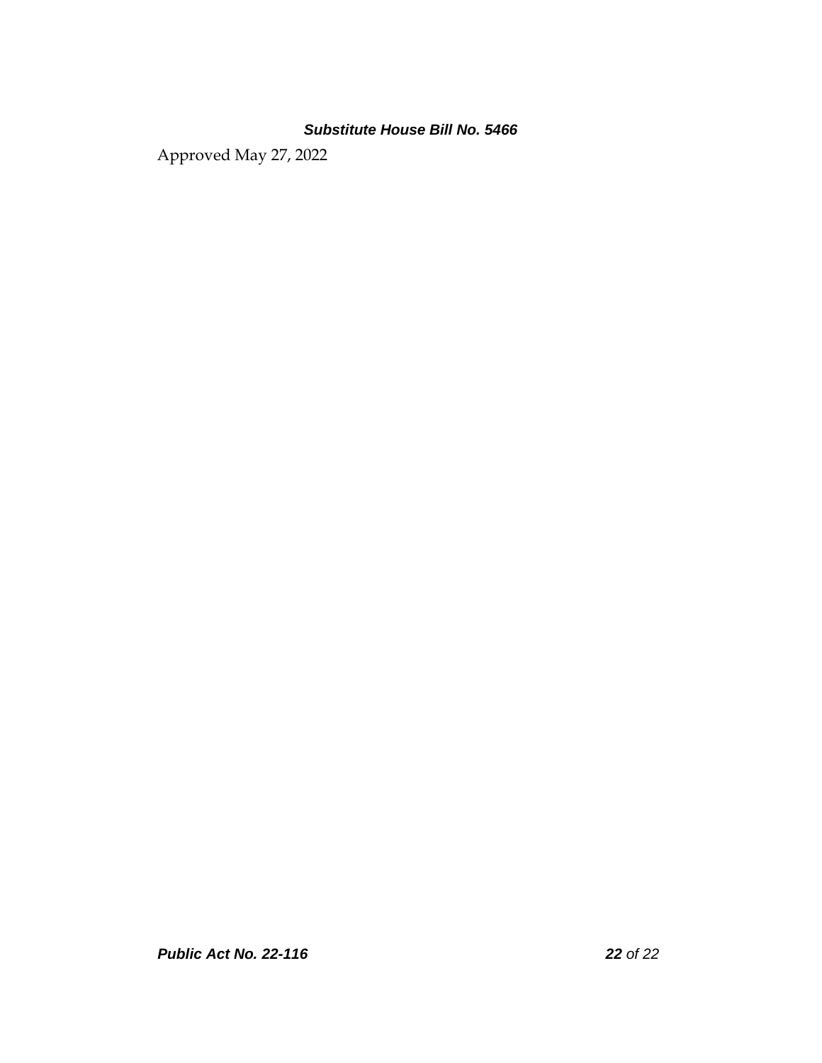Approved May 27, 2022